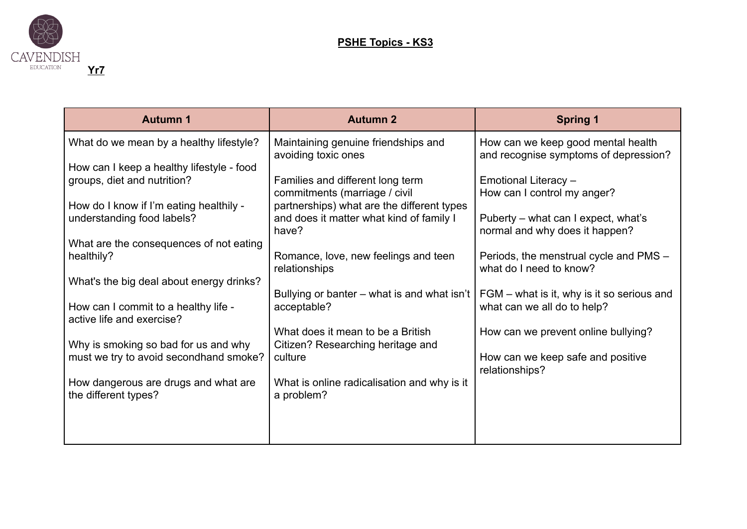## PSHE Topics - KS3

**Yr7**

| Autumn 1 | Autumn 2 | Spring 1 |
|---|---|---|
| What do we mean by a healthy lifestyle?<br><br>How can I keep a healthy lifestyle - food groups, diet and nutrition?<br><br>How do I know if I'm eating healthily - understanding food labels?<br><br>What are the consequences of not eating healthily?<br><br>What's the big deal about energy drinks?<br><br>How can I commit to a healthy life - active life and exercise?<br><br>Why is smoking so bad for us and why must we try to avoid secondhand smoke?<br><br>How dangerous are drugs and what are the different types? | Maintaining genuine friendships and avoiding toxic ones<br><br>Families and different long term commitments (marriage / civil partnerships) what are the different types and does it matter what kind of family I have?<br><br>Romance, love, new feelings and teen relationships<br><br>Bullying or banter – what is and what isn't acceptable?<br><br>What does it mean to be a British Citizen? Researching heritage and culture<br><br>What is online radicalisation and why is it a problem? | How can we keep good mental health and recognise symptoms of depression?<br><br>Emotional Literacy –<br>How can I control my anger?<br><br>Puberty – what can I expect, what's normal and why does it happen?<br><br>Periods, the menstrual cycle and PMS – what do I need to know?<br><br>FGM – what is it, why is it so serious and what can we all do to help?<br><br>How can we prevent online bullying?<br><br>How can we keep safe and positive relationships? |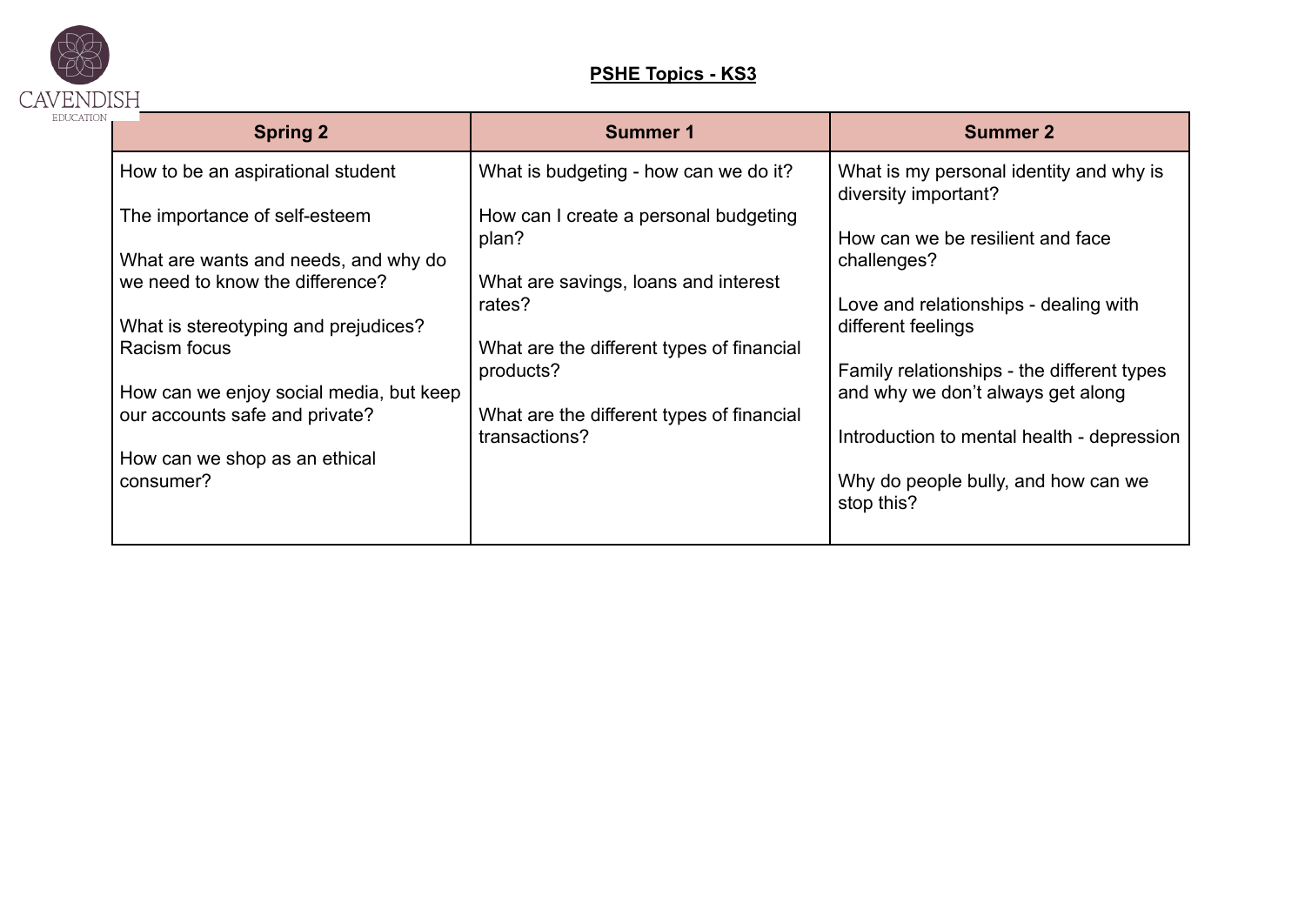## PSHE Topics - KS3

| Spring 2 | Summer 1 | Summer 2 |
|---|---|---|
| How to be an aspirational student<br><br>The importance of self-esteem<br><br>What are wants and needs, and why do we need to know the difference?<br><br>What is stereotyping and prejudices? Racism focus<br><br>How can we enjoy social media, but keep our accounts safe and private?<br><br>How can we shop as an ethical consumer? | What is budgeting - how can we do it?<br><br>How can I create a personal budgeting plan?<br><br>What are savings, loans and interest rates?<br><br>What are the different types of financial products?<br><br>What are the different types of financial transactions? | What is my personal identity and why is diversity important?<br><br>How can we be resilient and face challenges?<br><br>Love and relationships - dealing with different feelings<br><br>Family relationships - the different types and why we don't always get along<br><br>Introduction to mental health - depression<br><br>Why do people bully, and how can we stop this? |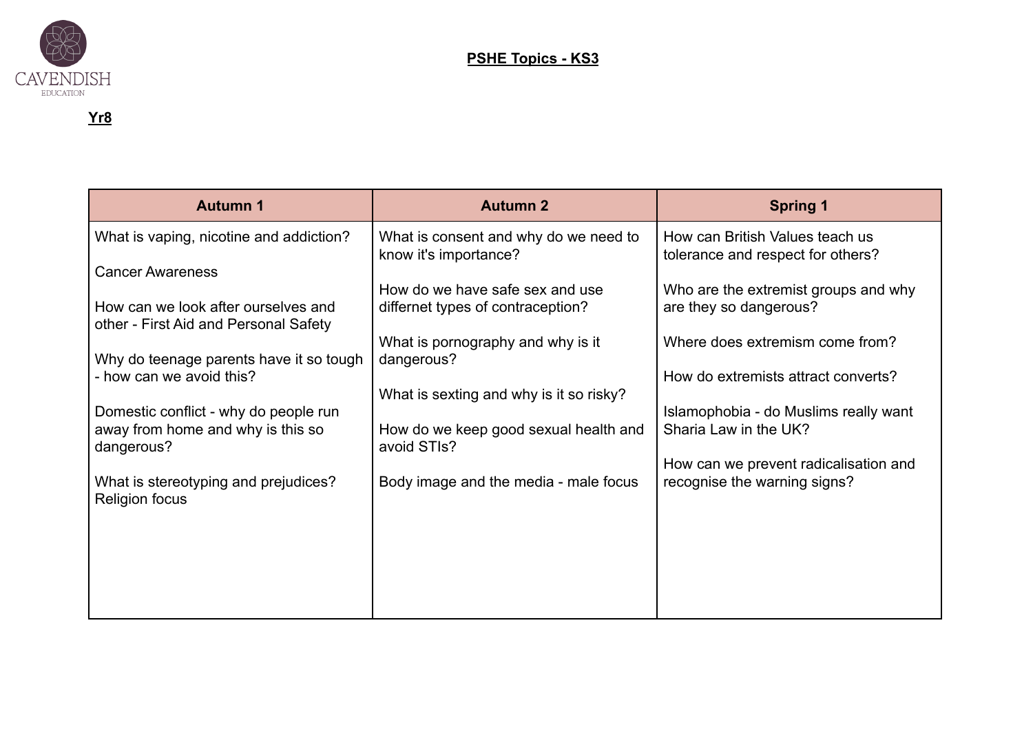## PSHE Topics - KS3

### Yr8

| Autumn 1 | Autumn 2 | Spring 1 |
| --- | --- | --- |
| What is vaping, nicotine and addiction?<br><br>Cancer Awareness<br><br>How can we look after ourselves and other - First Aid and Personal Safety<br><br>Why do teenage parents have it so tough - how can we avoid this?<br><br>Domestic conflict - why do people run away from home and why is this so dangerous?<br><br>What is stereotyping and prejudices? Religion focus | What is consent and why do we need to know it's importance?<br><br>How do we have safe sex and use differnet types of contraception?<br><br>What is pornography and why is it dangerous?<br><br>What is sexting and why is it so risky?<br><br>How do we keep good sexual health and avoid STIs?<br><br>Body image and the media - male focus | How can British Values teach us tolerance and respect for others?<br><br>Who are the extremist groups and why are they so dangerous?<br><br>Where does extremism come from?<br><br>How do extremists attract converts?<br><br>Islamophobia - do Muslims really want Sharia Law in the UK?<br><br>How can we prevent radicalisation and recognise the warning signs? |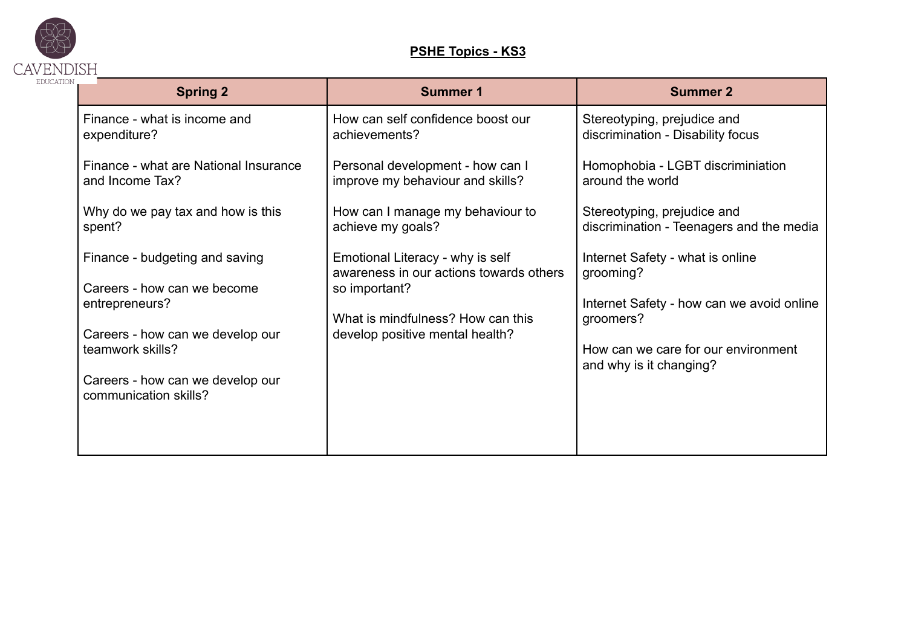CAVENDISH EDUCATION

# PSHE Topics - KS3

| Spring 2 | Summer 1 | Summer 2 |
|---|---|---|
| Finance - what is income and expenditure?<br><br>Finance - what are National Insurance and Income Tax?<br><br>Why do we pay tax and how is this spent?<br><br>Finance - budgeting and saving<br><br>Careers - how can we become entrepreneurs?<br><br>Careers - how can we develop our teamwork skills?<br><br>Careers - how can we develop our communication skills? | How can self confidence boost our achievements?<br><br>Personal development - how can I improve my behaviour and skills?<br><br>How can I manage my behaviour to achieve my goals?<br><br>Emotional Literacy - why is self awareness in our actions towards others so important?<br><br>What is mindfulness? How can this develop positive mental health? | Stereotyping, prejudice and discrimination - Disability focus<br><br>Homophobia - LGBT discriminiation around the world<br><br>Stereotyping, prejudice and discrimination - Teenagers and the media<br><br>Internet Safety - what is online grooming?<br><br>Internet Safety - how can we avoid online groomers?<br><br>How can we care for our environment and why is it changing? |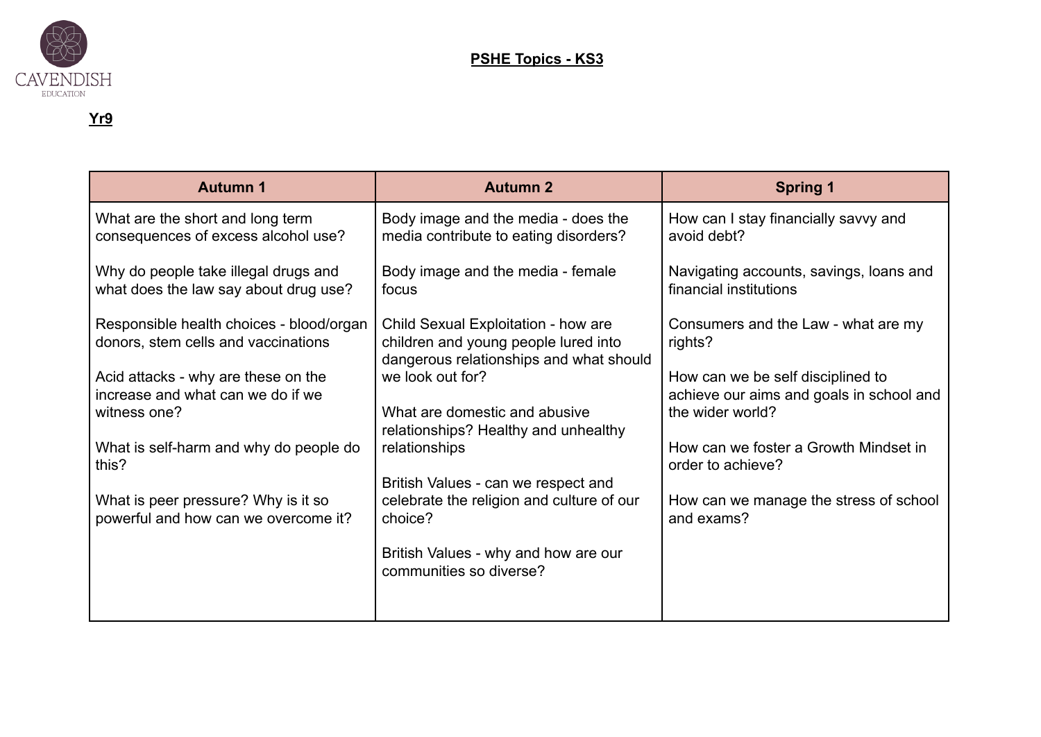**PSHE Topics - KS3**

**Yr9**

| Autumn 1 | Autumn 2 | Spring 1 |
|---|---|---|
| What are the short and long term consequences of excess alcohol use?<br><br>Why do people take illegal drugs and what does the law say about drug use?<br><br>Responsible health choices - blood/organ donors, stem cells and vaccinations<br><br>Acid attacks - why are these on the increase and what can we do if we witness one?<br><br>What is self-harm and why do people do this?<br><br>What is peer pressure? Why is it so powerful and how can we overcome it? | Body image and the media - does the media contribute to eating disorders?<br><br>Body image and the media - female focus<br><br>Child Sexual Exploitation - how are children and young people lured into dangerous relationships and what should we look out for?<br><br>What are domestic and abusive relationships? Healthy and unhealthy relationships<br><br>British Values - can we respect and celebrate the religion and culture of our choice?<br><br>British Values - why and how are our communities so diverse? | How can I stay financially savvy and avoid debt?<br><br>Navigating accounts, savings, loans and financial institutions<br><br>Consumers and the Law - what are my rights?<br><br>How can we be self disciplined to achieve our aims and goals in school and the wider world?<br><br>How can we foster a Growth Mindset in order to achieve?<br><br>How can we manage the stress of school and exams? |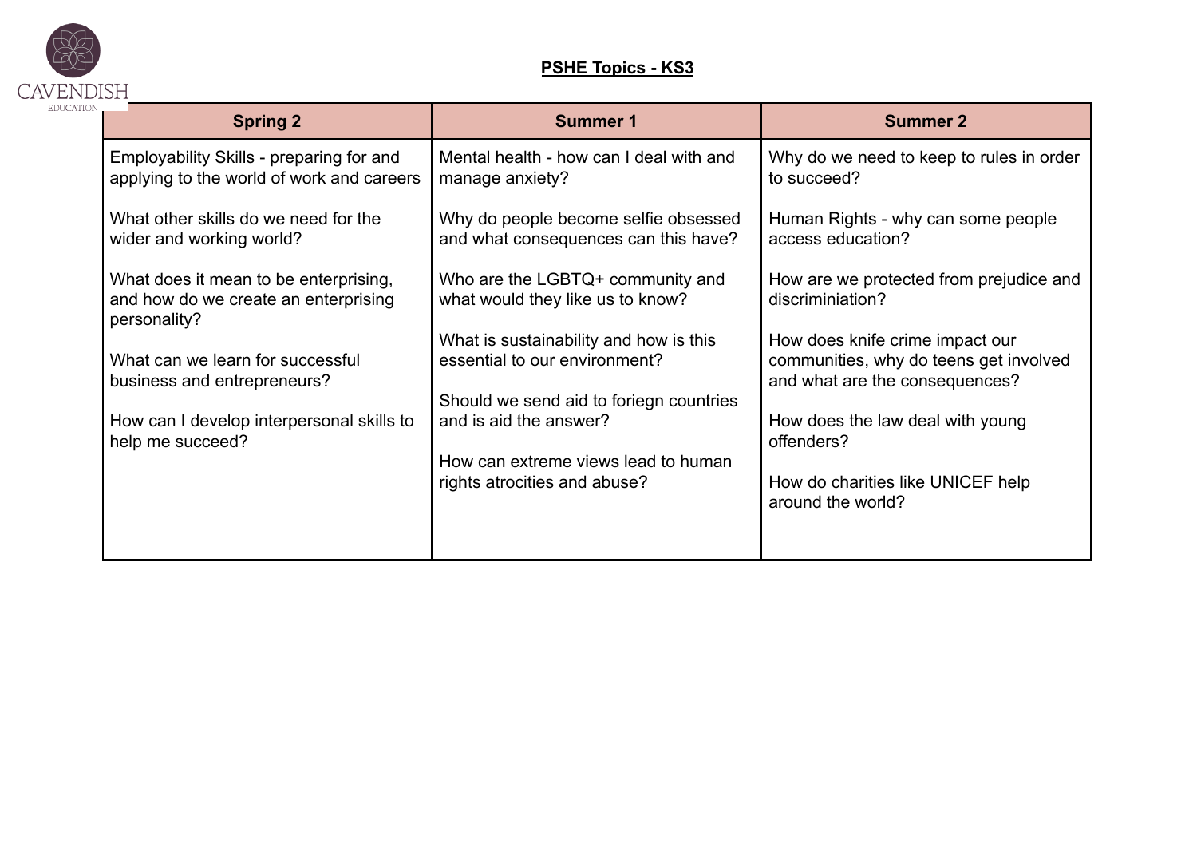CAVENDISH EDUCATION

## PSHE Topics - KS3

| Spring 2 | Summer 1 | Summer 2 |
| --- | --- | --- |
| Employability Skills - preparing for and applying to the world of work and careers<br><br>What other skills do we need for the wider and working world?<br><br>What does it mean to be enterprising, and how do we create an enterprising personality?<br><br>What can we learn for successful business and entrepreneurs?<br><br>How can I develop interpersonal skills to help me succeed? | Mental health - how can I deal with and manage anxiety?<br><br>Why do people become selfie obsessed and what consequences can this have?<br><br>Who are the LGBTQ+ community and what would they like us to know?<br><br>What is sustainability and how is this essential to our environment?<br><br>Should we send aid to foriegn countries and is aid the answer?<br><br>How can extreme views lead to human rights atrocities and abuse? | Why do we need to keep to rules in order to succeed?<br><br>Human Rights - why can some people access education?<br><br>How are we protected from prejudice and discriminiation?<br><br>How does knife crime impact our communities, why do teens get involved and what are the consequences?<br><br>How does the law deal with young offenders?<br><br>How do charities like UNICEF help around the world? |